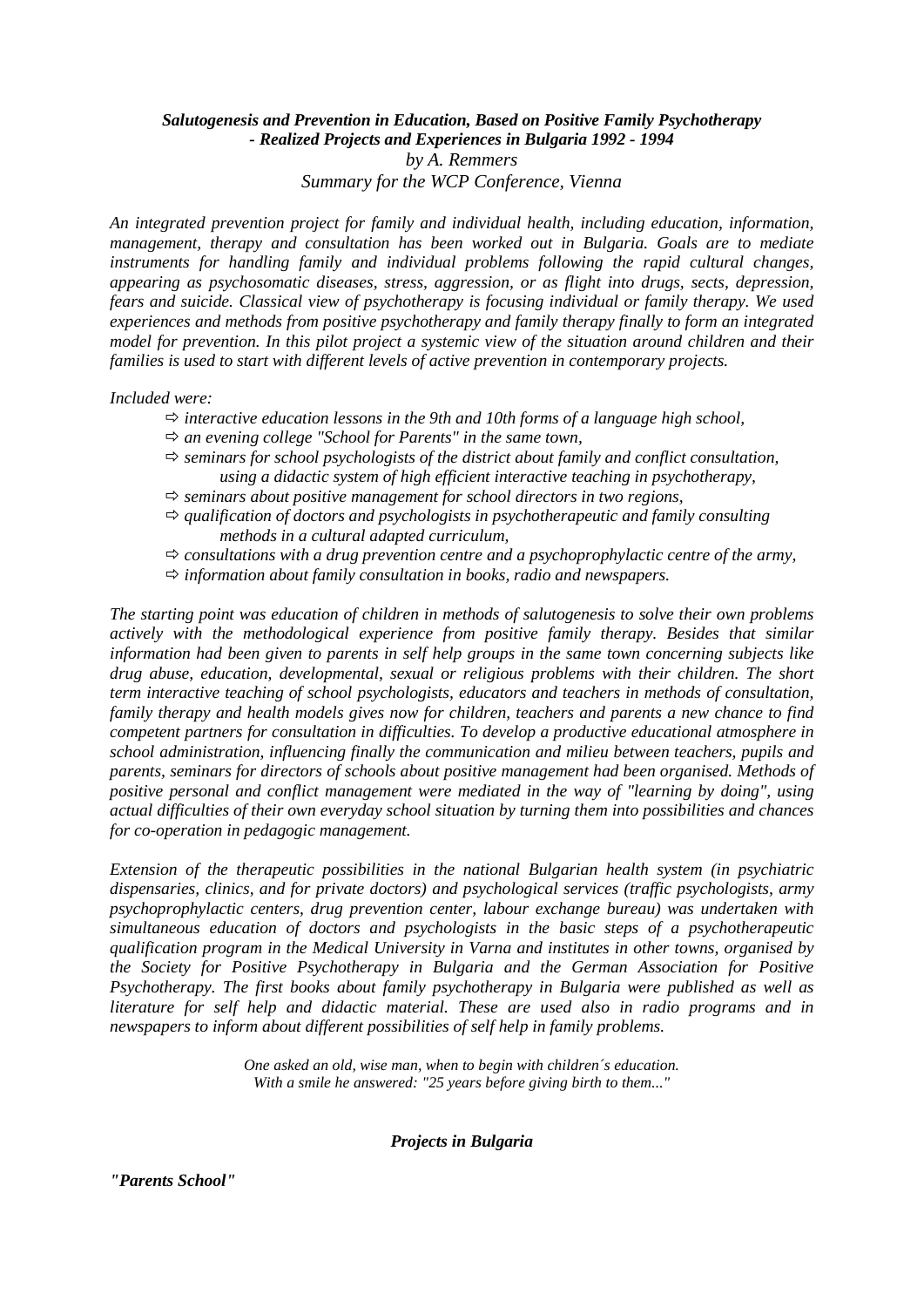***Salutogenesis and Prevention in Education, Based on Positive Family Psychotherapy - Realized Projects and Experiences in Bulgaria 1992 - 1994***

*by A. Remmers*

*Summary for the WCP Conference, Vienna*

*An integrated prevention project for family and individual health, including education, information, management, therapy and consultation has been worked out in Bulgaria. Goals are to mediate instruments for handling family and individual problems following the rapid cultural changes, appearing as psychosomatic diseases, stress, aggression, or as flight into drugs, sects, depression, fears and suicide. Classical view of psychotherapy is focusing individual or family therapy. We used experiences and methods from positive psychotherapy and family therapy finally to form an integrated model for prevention. In this pilot project a systemic view of the situation around children and their families is used to start with different levels of active prevention in contemporary projects.*

*Included were:*

- ⇨ *interactive education lessons in the 9th and 10th forms of a language high school,*
- ⇨ *an evening college "School for Parents" in the same town,*
- ⇨ *seminars for school psychologists of the district about family and conflict consultation, using a didactic system of high efficient interactive teaching in psychotherapy,*
- ⇨ *seminars about positive management for school directors in two regions,*
- ⇨ *qualification of doctors and psychologists in psychotherapeutic and family consulting methods in a cultural adapted curriculum,*
- ⇨ *consultations with a drug prevention centre and a psychoprophylactic centre of the army,*
- ⇨ *information about family consultation in books, radio and newspapers.*

*The starting point was education of children in methods of salutogenesis to solve their own problems actively with the methodological experience from positive family therapy. Besides that similar information had been given to parents in self help groups in the same town concerning subjects like drug abuse, education, developmental, sexual or religious problems with their children. The short term interactive teaching of school psychologists, educators and teachers in methods of consultation, family therapy and health models gives now for children, teachers and parents a new chance to find competent partners for consultation in difficulties. To develop a productive educational atmosphere in school administration, influencing finally the communication and milieu between teachers, pupils and parents, seminars for directors of schools about positive management had been organised. Methods of positive personal and conflict management were mediated in the way of "learning by doing", using actual difficulties of their own everyday school situation by turning them into possibilities and chances for co-operation in pedagogic management.*

*Extension of the therapeutic possibilities in the national Bulgarian health system (in psychiatric dispensaries, clinics, and for private doctors) and psychological services (traffic psychologists, army psychoprophylactic centers, drug prevention center, labour exchange bureau) was undertaken with simultaneous education of doctors and psychologists in the basic steps of a psychotherapeutic qualification program in the Medical University in Varna and institutes in other towns, organised by the Society for Positive Psychotherapy in Bulgaria and the German Association for Positive Psychotherapy. The first books about family psychotherapy in Bulgaria were published as well as literature for self help and didactic material. These are used also in radio programs and in newspapers to inform about different possibilities of self help in family problems.*

*One asked an old, wise man, when to begin with children´s education.*
*With a smile he answered: "25 years before giving birth to them..."*

## ***Projects in Bulgaria***

***"Parents School"***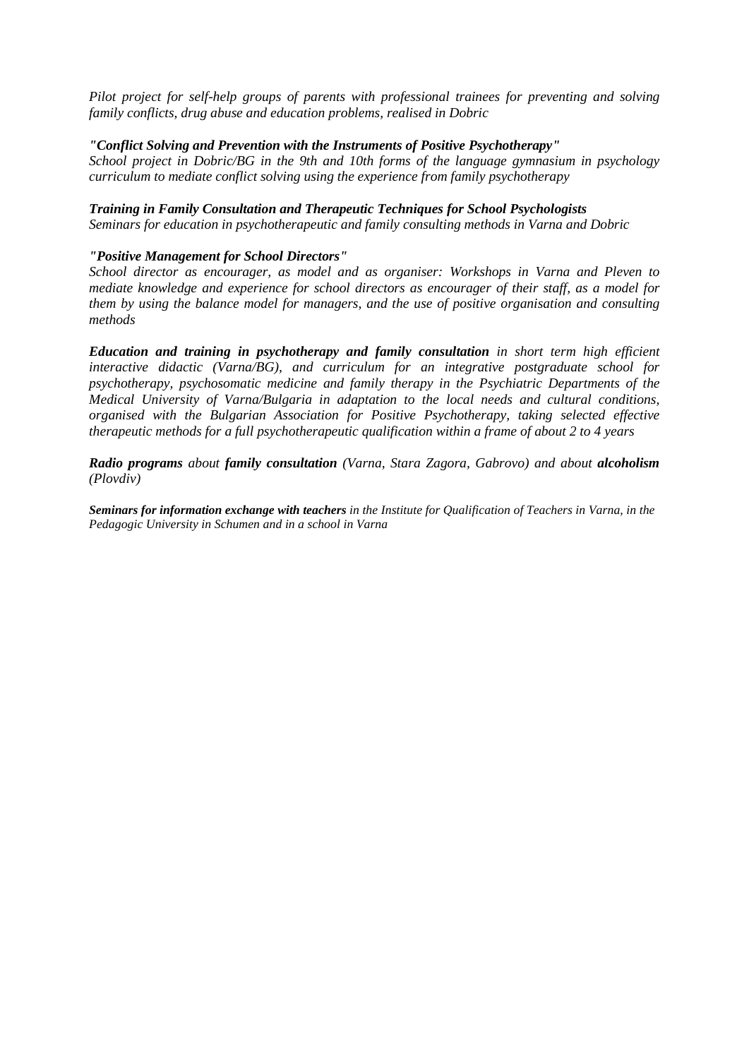*Pilot project for self-help groups of parents with professional trainees for preventing and solving family conflicts, drug abuse and education problems, realised in Dobric*

***"Conflict Solving and Prevention with the Instruments of Positive Psychotherapy"***
*School project in Dobric/BG in the 9th and 10th forms of the language gymnasium in psychology curriculum to mediate conflict solving using the experience from family psychotherapy*

***Training in Family Consultation and Therapeutic Techniques for School Psychologists***
*Seminars for education in psychotherapeutic and family consulting methods in Varna and Dobric*

***"Positive Management for School Directors"***
*School director as encourager, as model and as organiser: Workshops in Varna and Pleven to mediate knowledge and experience for school directors as encourager of their staff, as a model for them by using the balance model for managers, and the use of positive organisation and consulting methods*

***Education and training in psychotherapy and family consultation*** *in short term high efficient interactive didactic (Varna/BG), and curriculum for an integrative postgraduate school for psychotherapy, psychosomatic medicine and family therapy in the Psychiatric Departments of the Medical University of Varna/Bulgaria in adaptation to the local needs and cultural conditions, organised with the Bulgarian Association for Positive Psychotherapy, taking selected effective therapeutic methods for a full psychotherapeutic qualification within a frame of about 2 to 4 years*

***Radio programs*** *about* ***family consultation*** *(Varna, Stara Zagora, Gabrovo) and about* ***alcoholism*** *(Plovdiv)*

***Seminars for information exchange with teachers*** *in the Institute for Qualification of Teachers in Varna, in the Pedagogic University in Schumen and in a school in Varna*